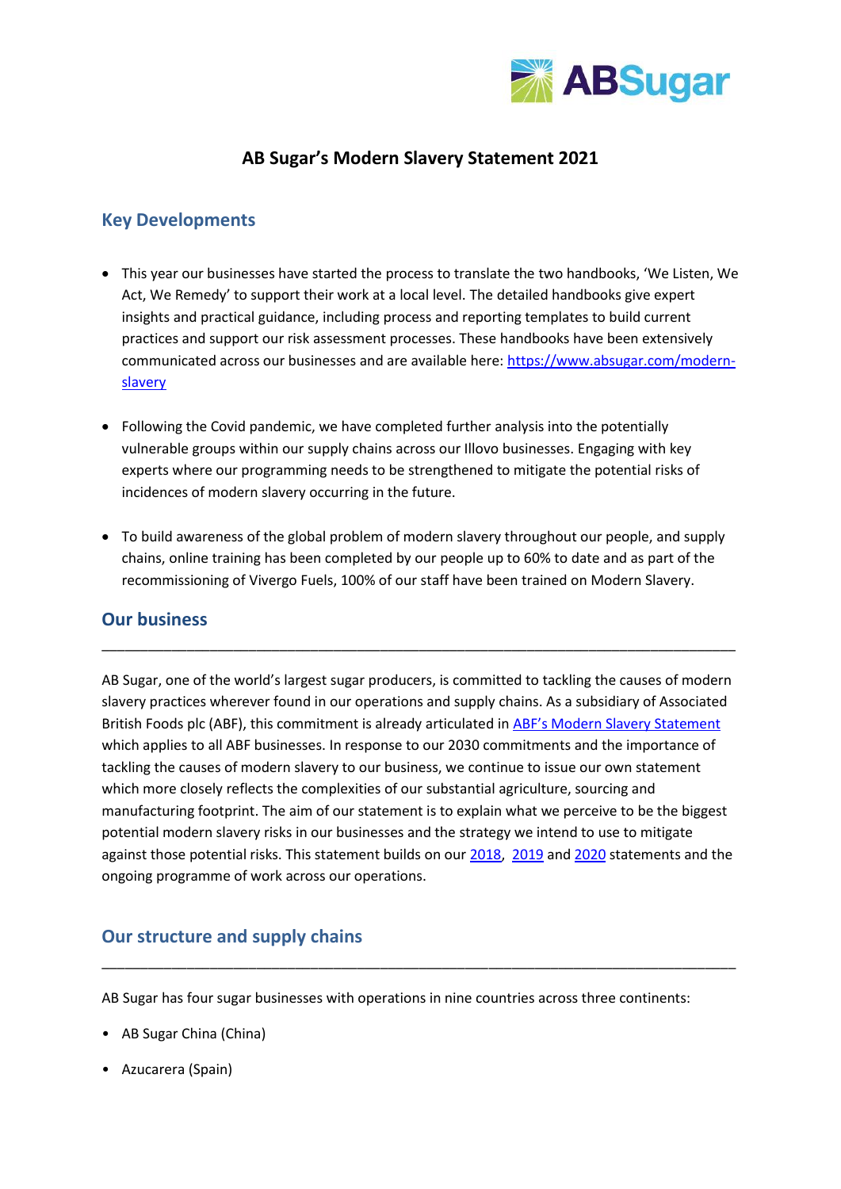# AB Sugar's Modern Slavery Statement 2021

## Key Developments

- This year our businesses have started the process to translate the two handbooks, 'We Listen, We Act, We Remedy' to support their work at a local level. The detailed handbooks give expert insights and practical guidance, including process and reporting templates to build current practices and support our risk assessment processes. These handbooks have been extensively communicated across our businesses and are available here: [https://www.absugar.com/modern-slavery](https://www.absugar.com/modern-slavery)

- Following the Covid pandemic, we have completed further analysis into the potentially vulnerable groups within our supply chains across our Illovo businesses. Engaging with key experts where our programming needs to be strengthened to mitigate the potential risks of incidences of modern slavery occurring in the future.

- To build awareness of the global problem of modern slavery throughout our people, and supply chains, online training has been completed by our people up to 60% to date and as part of the recommissioning of Vivergo Fuels, 100% of our staff have been trained on Modern Slavery.

## Our business

AB Sugar, one of the world's largest sugar producers, is committed to tackling the causes of modern slavery practices wherever found in our operations and supply chains. As a subsidiary of Associated British Foods plc (ABF), this commitment is already articulated in ABF's Modern Slavery Statement which applies to all ABF businesses. In response to our 2030 commitments and the importance of tackling the causes of modern slavery to our business, we continue to issue our own statement which more closely reflects the complexities of our substantial agriculture, sourcing and manufacturing footprint. The aim of our statement is to explain what we perceive to be the biggest potential modern slavery risks in our businesses and the strategy we intend to use to mitigate against those potential risks. This statement builds on our 2018, 2019 and 2020 statements and the ongoing programme of work across our operations.

## Our structure and supply chains

AB Sugar has four sugar businesses with operations in nine countries across three continents:

- AB Sugar China (China)
- Azucarera (Spain)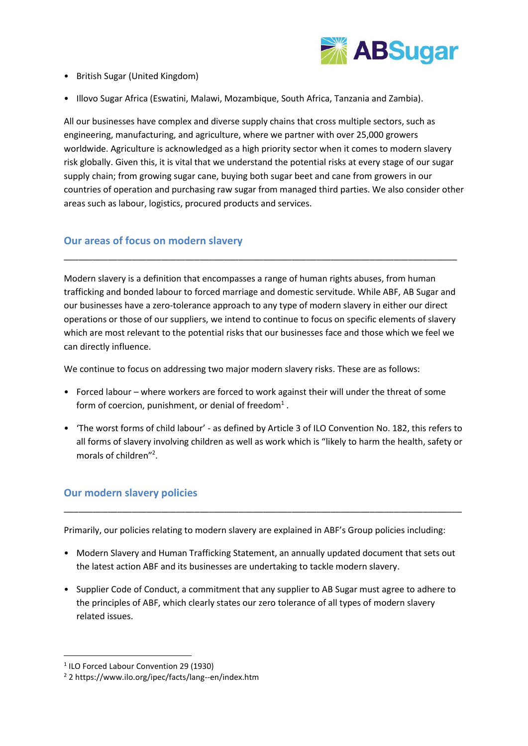- British Sugar (United Kingdom)
- Illovo Sugar Africa (Eswatini, Malawi, Mozambique, South Africa, Tanzania and Zambia).

All our businesses have complex and diverse supply chains that cross multiple sectors, such as engineering, manufacturing, and agriculture, where we partner with over 25,000 growers worldwide. Agriculture is acknowledged as a high priority sector when it comes to modern slavery risk globally. Given this, it is vital that we understand the potential risks at every stage of our sugar supply chain; from growing sugar cane, buying both sugar beet and cane from growers in our countries of operation and purchasing raw sugar from managed third parties. We also consider other areas such as labour, logistics, procured products and services.

## Our areas of focus on modern slavery

Modern slavery is a definition that encompasses a range of human rights abuses, from human trafficking and bonded labour to forced marriage and domestic servitude. While ABF, AB Sugar and our businesses have a zero-tolerance approach to any type of modern slavery in either our direct operations or those of our suppliers, we intend to continue to focus on specific elements of slavery which are most relevant to the potential risks that our businesses face and those which we feel we can directly influence.

We continue to focus on addressing two major modern slavery risks. These are as follows:

- Forced labour – where workers are forced to work against their will under the threat of some form of coercion, punishment, or denial of freedom[1] .
- 'The worst forms of child labour' - as defined by Article 3 of ILO Convention No. 182, this refers to all forms of slavery involving children as well as work which is "likely to harm the health, safety or morals of children"[2].

## Our modern slavery policies

Primarily, our policies relating to modern slavery are explained in ABF's Group policies including:

- Modern Slavery and Human Trafficking Statement, an annually updated document that sets out the latest action ABF and its businesses are undertaking to tackle modern slavery.
- Supplier Code of Conduct, a commitment that any supplier to AB Sugar must agree to adhere to the principles of ABF, which clearly states our zero tolerance of all types of modern slavery related issues.

---

[1] ILO Forced Labour Convention 29 (1930)

[2] 2 https://www.ilo.org/ipec/facts/lang--en/index.htm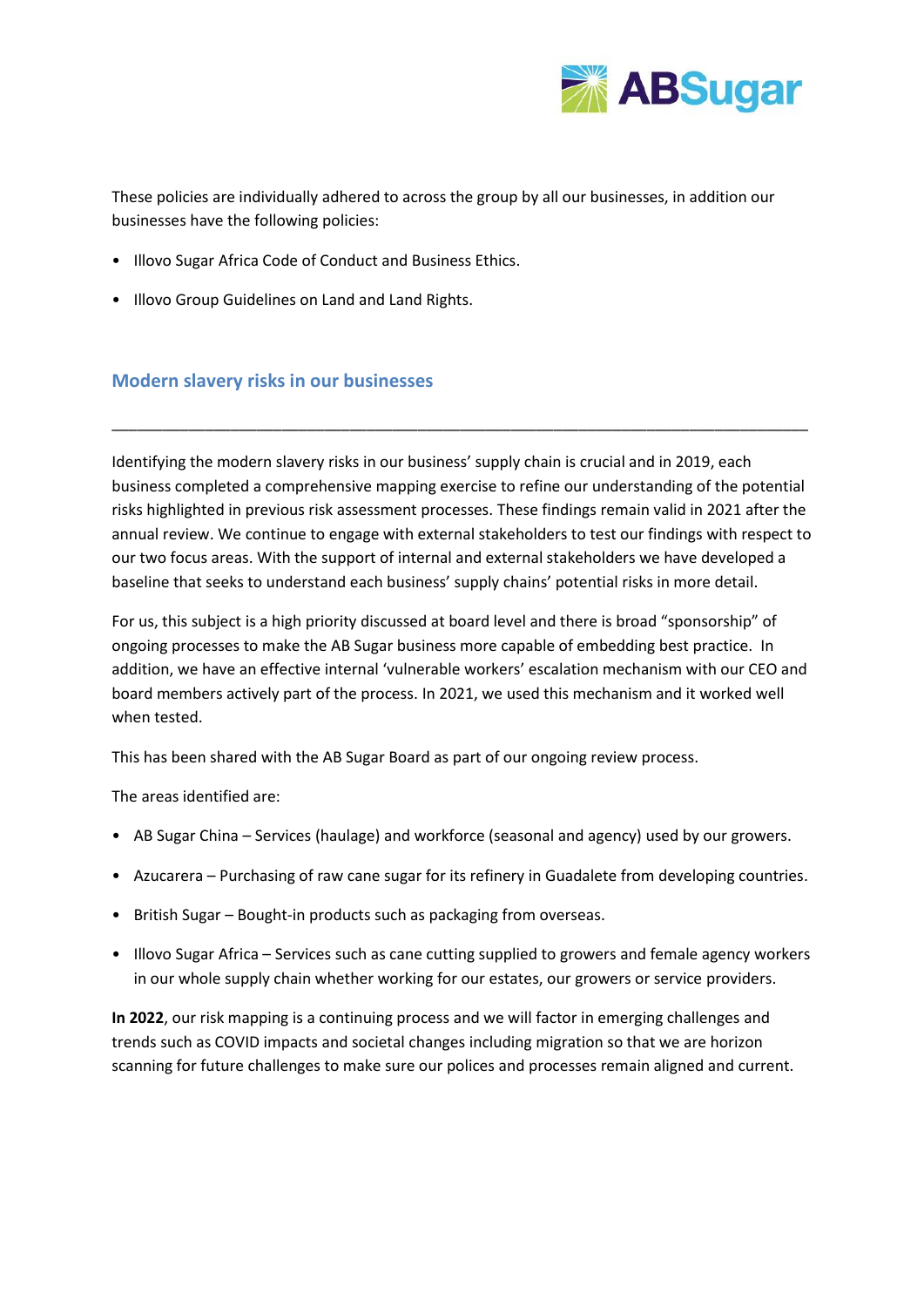These policies are individually adhered to across the group by all our businesses, in addition our businesses have the following policies:

- Illovo Sugar Africa Code of Conduct and Business Ethics.
- Illovo Group Guidelines on Land and Land Rights.

## Modern slavery risks in our businesses

---

Identifying the modern slavery risks in our business' supply chain is crucial and in 2019, each business completed a comprehensive mapping exercise to refine our understanding of the potential risks highlighted in previous risk assessment processes. These findings remain valid in 2021 after the annual review. We continue to engage with external stakeholders to test our findings with respect to our two focus areas. With the support of internal and external stakeholders we have developed a baseline that seeks to understand each business' supply chains' potential risks in more detail.

For us, this subject is a high priority discussed at board level and there is broad "sponsorship" of ongoing processes to make the AB Sugar business more capable of embedding best practice. In addition, we have an effective internal 'vulnerable workers' escalation mechanism with our CEO and board members actively part of the process. In 2021, we used this mechanism and it worked well when tested.

This has been shared with the AB Sugar Board as part of our ongoing review process.

The areas identified are:

- AB Sugar China – Services (haulage) and workforce (seasonal and agency) used by our growers.
- Azucarera – Purchasing of raw cane sugar for its refinery in Guadalete from developing countries.
- British Sugar – Bought-in products such as packaging from overseas.
- Illovo Sugar Africa – Services such as cane cutting supplied to growers and female agency workers in our whole supply chain whether working for our estates, our growers or service providers.

**In 2022**, our risk mapping is a continuing process and we will factor in emerging challenges and trends such as COVID impacts and societal changes including migration so that we are horizon scanning for future challenges to make sure our polices and processes remain aligned and current.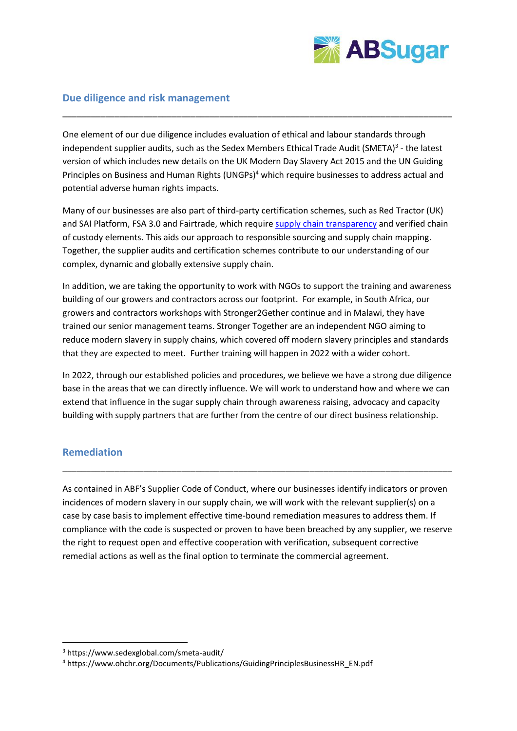## Due diligence and risk management

One element of our due diligence includes evaluation of ethical and labour standards through independent supplier audits, such as the Sedex Members Ethical Trade Audit (SMETA)[3] - the latest version of which includes new details on the UK Modern Day Slavery Act 2015 and the UN Guiding Principles on Business and Human Rights (UNGPs)[4] which require businesses to address actual and potential adverse human rights impacts.

Many of our businesses are also part of third-party certification schemes, such as Red Tractor (UK) and SAI Platform, FSA 3.0 and Fairtrade, which require supply chain transparency and verified chain of custody elements. This aids our approach to responsible sourcing and supply chain mapping. Together, the supplier audits and certification schemes contribute to our understanding of our complex, dynamic and globally extensive supply chain.

In addition, we are taking the opportunity to work with NGOs to support the training and awareness building of our growers and contractors across our footprint. For example, in South Africa, our growers and contractors workshops with Stronger2Gether continue and in Malawi, they have trained our senior management teams. Stronger Together are an independent NGO aiming to reduce modern slavery in supply chains, which covered off modern slavery principles and standards that they are expected to meet. Further training will happen in 2022 with a wider cohort.

In 2022, through our established policies and procedures, we believe we have a strong due diligence base in the areas that we can directly influence. We will work to understand how and where we can extend that influence in the sugar supply chain through awareness raising, advocacy and capacity building with supply partners that are further from the centre of our direct business relationship.

## Remediation

As contained in ABF's Supplier Code of Conduct, where our businesses identify indicators or proven incidences of modern slavery in our supply chain, we will work with the relevant supplier(s) on a case by case basis to implement effective time-bound remediation measures to address them. If compliance with the code is suspected or proven to have been breached by any supplier, we reserve the right to request open and effective cooperation with verification, subsequent corrective remedial actions as well as the final option to terminate the commercial agreement.

---

[3] https://www.sedexglobal.com/smeta-audit/

[4] https://www.ohchr.org/Documents/Publications/GuidingPrinciplesBusinessHR_EN.pdf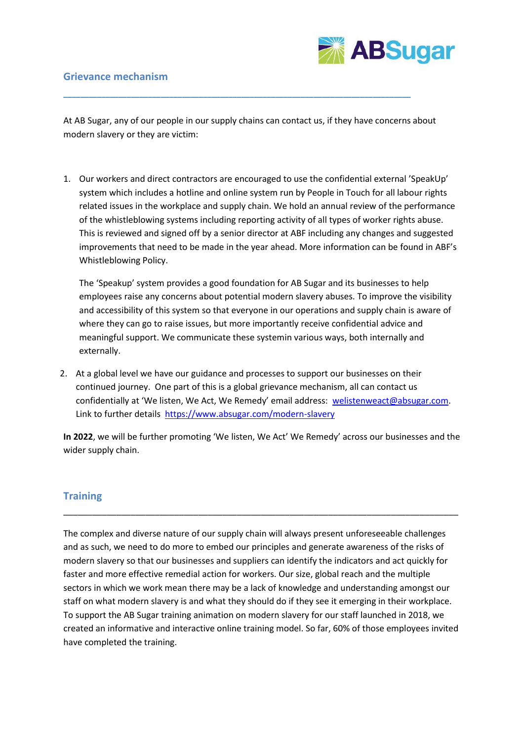## Grievance mechanism

At AB Sugar, any of our people in our supply chains can contact us, if they have concerns about modern slavery or they are victim:

1. Our workers and direct contractors are encouraged to use the confidential external 'SpeakUp' system which includes a hotline and online system run by People in Touch for all labour rights related issues in the workplace and supply chain. We hold an annual review of the performance of the whistleblowing systems including reporting activity of all types of worker rights abuse. This is reviewed and signed off by a senior director at ABF including any changes and suggested improvements that need to be made in the year ahead. More information can be found in ABF's Whistleblowing Policy.

   The 'Speakup' system provides a good foundation for AB Sugar and its businesses to help employees raise any concerns about potential modern slavery abuses. To improve the visibility and accessibility of this system so that everyone in our operations and supply chain is aware of where they can go to raise issues, but more importantly receive confidential advice and meaningful support. We communicate these systemin various ways, both internally and externally.

2. At a global level we have our guidance and processes to support our businesses on their continued journey. One part of this is a global grievance mechanism, all can contact us confidentially at 'We listen, We Act, We Remedy' email address: [welistenweact@absugar.com](mailto:welistenweact@absugar.com). Link to further details [https://www.absugar.com/modern-slavery](https://www.absugar.com/modern-slavery)

**In 2022**, we will be further promoting 'We listen, We Act' We Remedy' across our businesses and the wider supply chain.

## Training

The complex and diverse nature of our supply chain will always present unforeseeable challenges and as such, we need to do more to embed our principles and generate awareness of the risks of modern slavery so that our businesses and suppliers can identify the indicators and act quickly for faster and more effective remedial action for workers. Our size, global reach and the multiple sectors in which we work mean there may be a lack of knowledge and understanding amongst our staff on what modern slavery is and what they should do if they see it emerging in their workplace. To support the AB Sugar training animation on modern slavery for our staff launched in 2018, we created an informative and interactive online training model. So far, 60% of those employees invited have completed the training.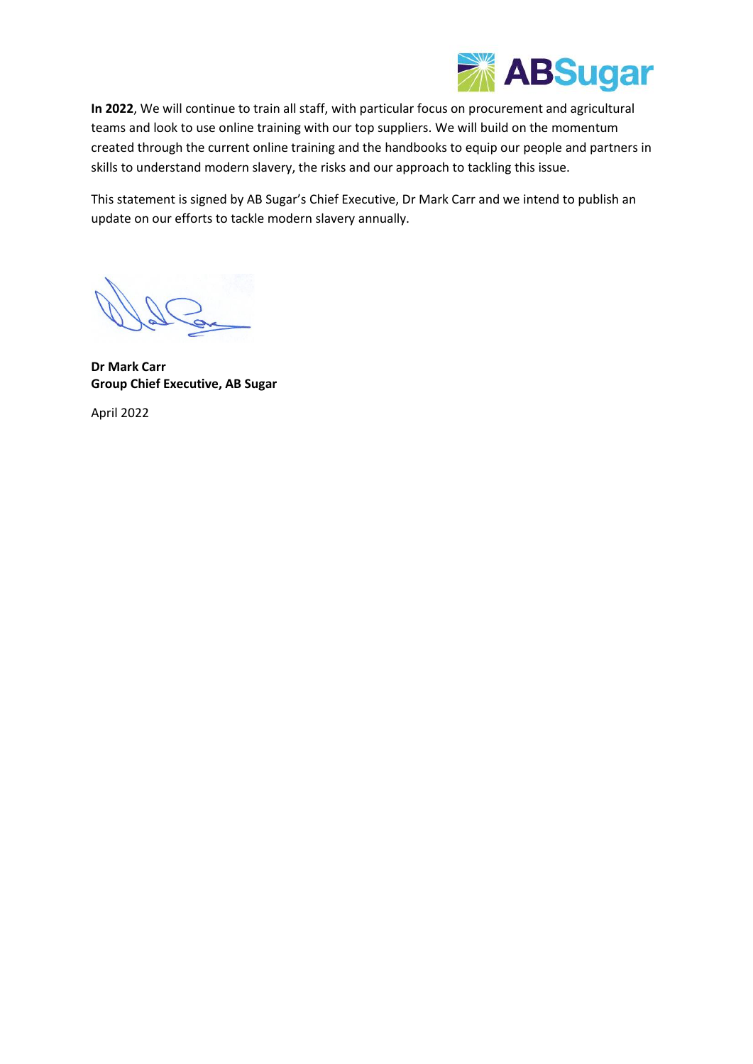**In 2022**, We will continue to train all staff, with particular focus on procurement and agricultural teams and look to use online training with our top suppliers. We will build on the momentum created through the current online training and the handbooks to equip our people and partners in skills to understand modern slavery, the risks and our approach to tackling this issue.

This statement is signed by AB Sugar's Chief Executive, Dr Mark Carr and we intend to publish an update on our efforts to tackle modern slavery annually.

**Dr Mark Carr**
**Group Chief Executive, AB Sugar**

April 2022